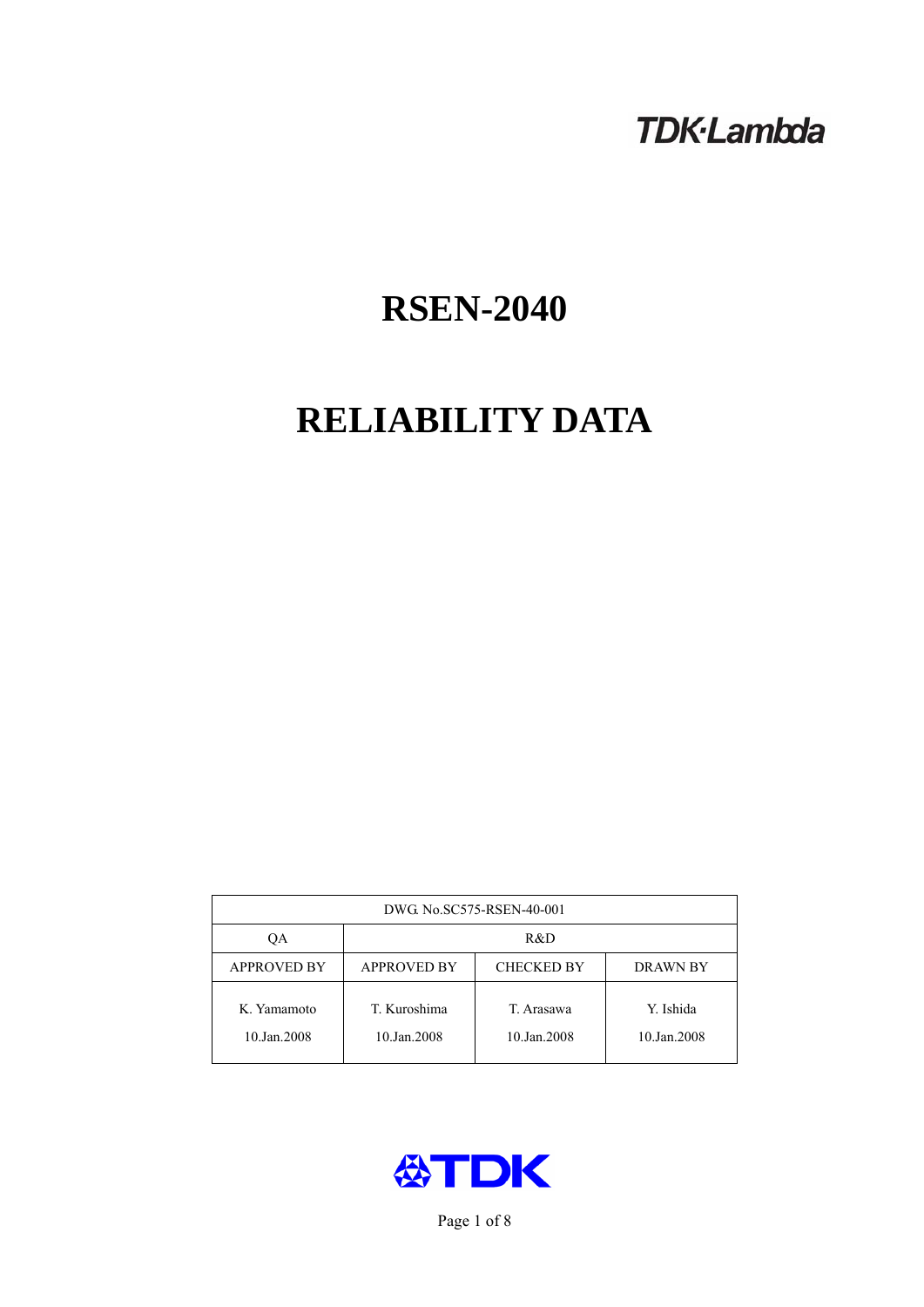TDK·Lambda

# RSEN-2040

# RELIABILITY DATA

| DWG. No.SC575-RSEN-40-001 | | | |
|---|---|---|---|
| QA | R&D | | |
| APPROVED BY | APPROVED BY | CHECKED BY | DRAWN BY |
| K. Yamamoto<br>10.Jan.2008 | T. Kuroshima<br>10.Jan.2008 | T. Arasawa<br>10.Jan.2008 | Y. Ishida<br>10.Jan.2008 |

TDK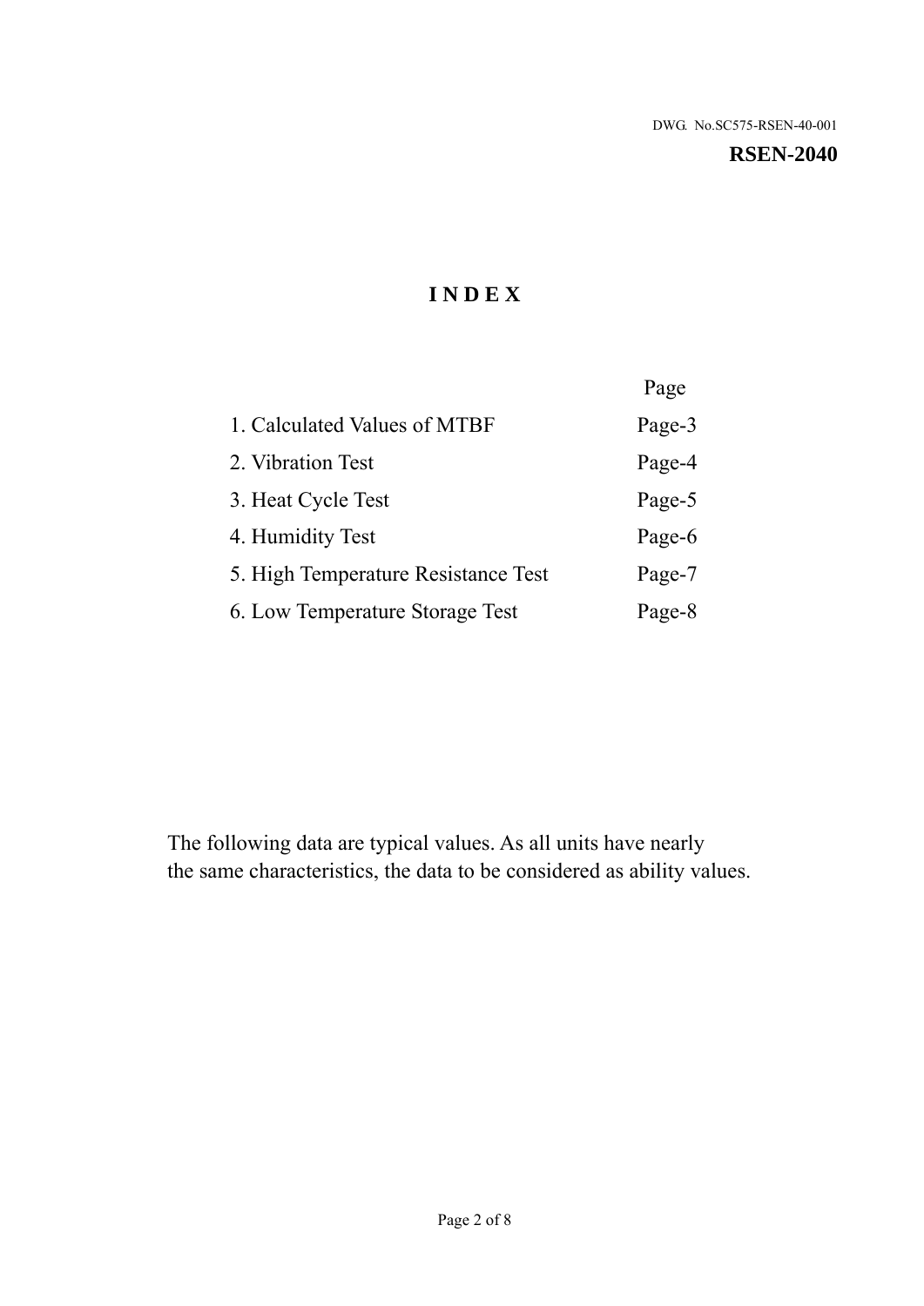DWG. No.SC575-RSEN-40-001

**RSEN-2040**

# I N D E X

| | Page |
|---|---|
| 1. Calculated Values of MTBF | Page-3 |
| 2. Vibration Test | Page-4 |
| 3. Heat Cycle Test | Page-5 |
| 4. Humidity Test | Page-6 |
| 5. High Temperature Resistance Test | Page-7 |
| 6. Low Temperature Storage Test | Page-8 |

The following data are typical values. As all units have nearly the same characteristics, the data to be considered as ability values.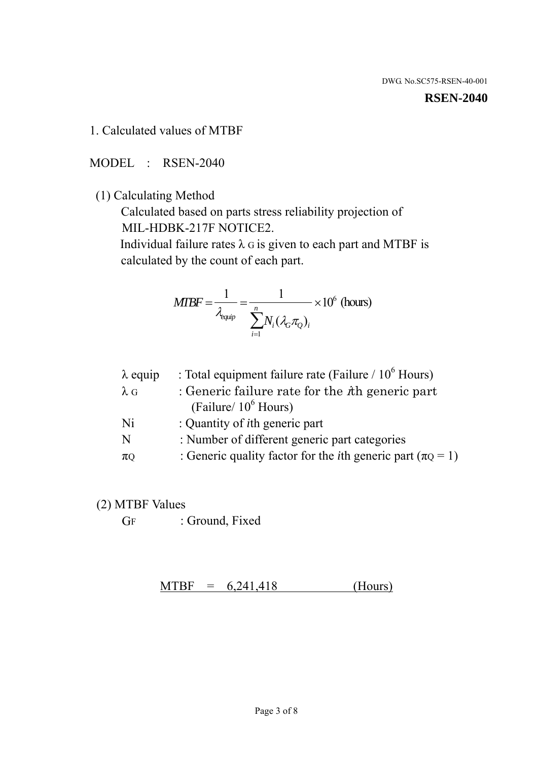DWG. No.SC575-RSEN-40-001

**RSEN-2040**

## 1. Calculated values of MTBF

MODEL : RSEN-2040

(1) Calculating Method

Calculated based on parts stress reliability projection of MIL-HDBK-217F NOTICE2.

Individual failure rates $\lambda_G$ is given to each part and MTBF is calculated by the count of each part.

$$MTBF = \frac{1}{\lambda_{equip}} = \frac{1}{\sum_{i=1}^{n} N_i (\lambda_G \pi_Q)_i} \times 10^6 \text{ (hours)}$$

| | |
|---|---|
| $\lambda$ equip | : Total equipment failure rate (Failure / $10^6$ Hours) |
| $\lambda_G$ | : Generic failure rate for the $i$th generic part (Failure/ $10^6$ Hours) |
| Ni | : Quantity of $i$th generic part |
| N | : Number of different generic part categories |
| $\pi_Q$ | : Generic quality factor for the $i$th generic part ($\pi_Q = 1$) |

(2) MTBF Values

$G_F$ : Ground, Fixed

MTBF = 6,241,418 (Hours)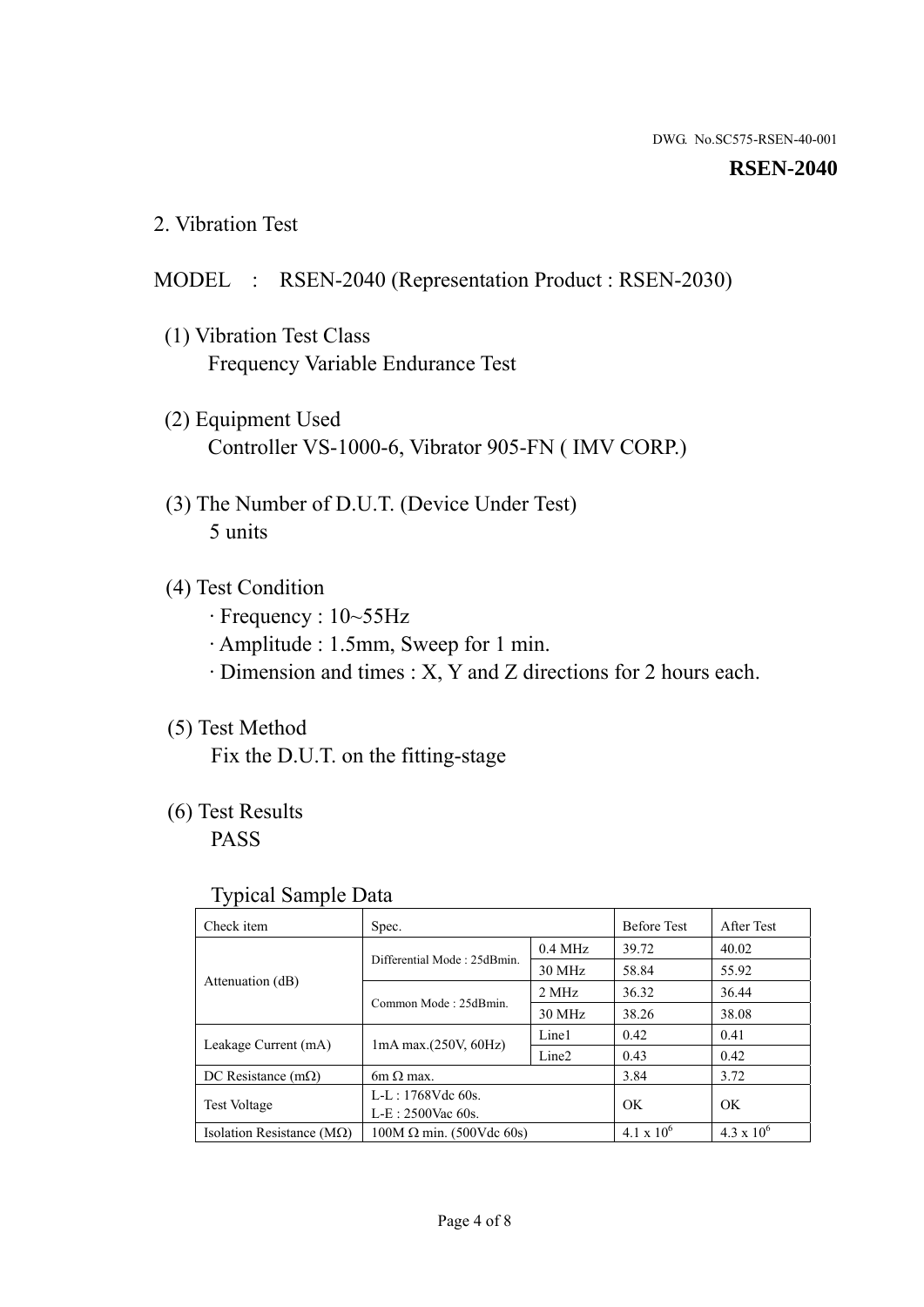DWG. No.SC575-RSEN-40-001

**RSEN-2040**

## 2. Vibration Test

MODEL : RSEN-2040 (Representation Product : RSEN-2030)

(1) Vibration Test Class
Frequency Variable Endurance Test

(2) Equipment Used
Controller VS-1000-6, Vibrator 905-FN ( IMV CORP.)

(3) The Number of D.U.T. (Device Under Test)
5 units

(4) Test Condition
· Frequency : 10~55Hz
· Amplitude : 1.5mm, Sweep for 1 min.
· Dimension and times : X, Y and Z directions for 2 hours each.

(5) Test Method
Fix the D.U.T. on the fitting-stage

(6) Test Results
PASS

Typical Sample Data

| Check item | Spec. | | Before Test | After Test |
|---|---|---|---|---|
| Attenuation (dB) | Differential Mode : 25dBmin. | 0.4 MHz | 39.72 | 40.02 |
| | | 30 MHz | 58.84 | 55.92 |
| | Common Mode : 25dBmin. | 2 MHz | 36.32 | 36.44 |
| | | 30 MHz | 38.26 | 38.08 |
| Leakage Current (mA) | 1mA max.(250V, 60Hz) | Line1 | 0.42 | 0.41 |
| | | Line2 | 0.43 | 0.42 |
| DC Resistance (mΩ) | 6m Ω max. | | 3.84 | 3.72 |
| Test Voltage | L-L : 1768Vdc 60s.<br>L-E : 2500Vac 60s. | | OK | OK |
| Isolation Resistance (MΩ) | 100M Ω min. (500Vdc 60s) | | $4.1 \times 10^6$ | $4.3 \times 10^6$ |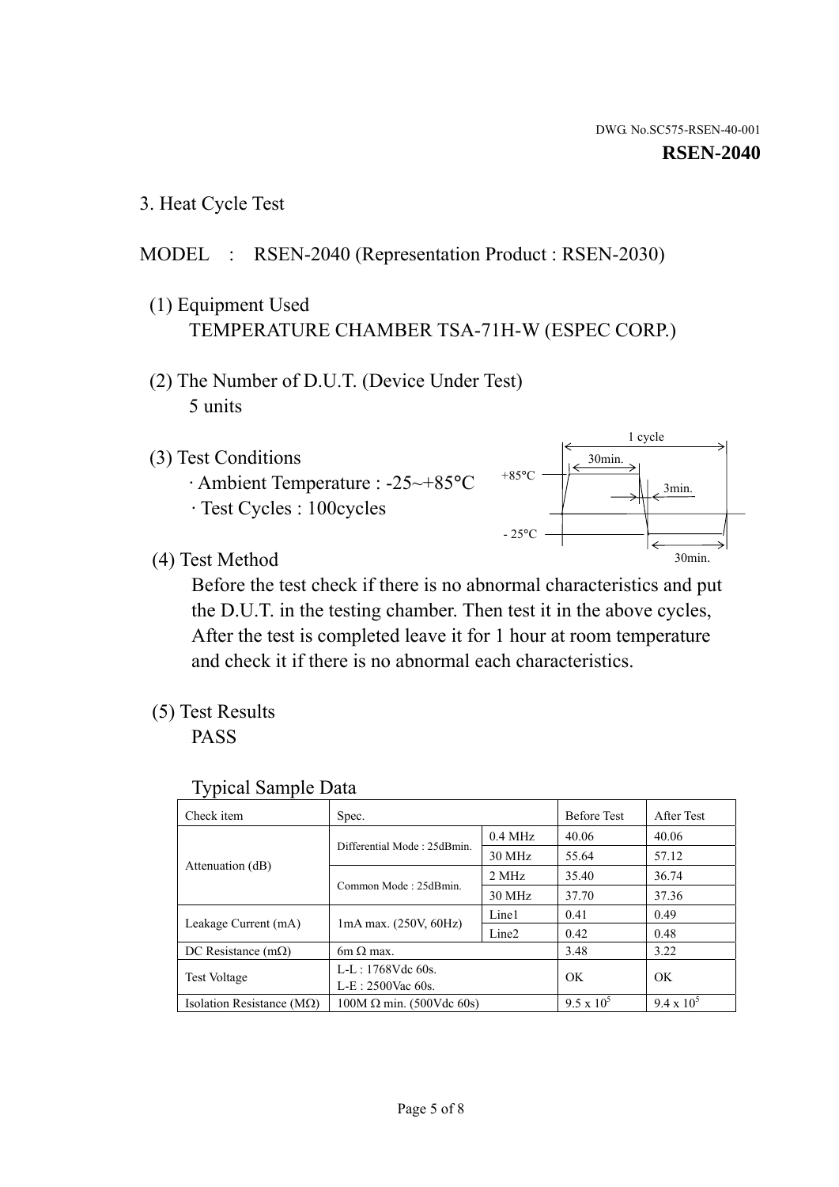DWG. No.SC575-RSEN-40-001

**RSEN-2040**

## 3. Heat Cycle Test

MODEL : RSEN-2040 (Representation Product : RSEN-2030)

(1) Equipment Used
TEMPERATURE CHAMBER TSA-71H-W (ESPEC CORP.)

(2) The Number of D.U.T. (Device Under Test)
5 units

(3) Test Conditions
· Ambient Temperature : -25~+85°C
· Test Cycles : 100cycles

1 cycle, +85°C 30min., 3min., -25°C 30min.

(4) Test Method
Before the test check if there is no abnormal characteristics and put the D.U.T. in the testing chamber. Then test it in the above cycles, After the test is completed leave it for 1 hour at room temperature and check it if there is no abnormal each characteristics.

(5) Test Results
PASS

Typical Sample Data

| Check item | Spec. | | Before Test | After Test |
|---|---|---|---|---|
| Attenuation (dB) | Differential Mode : 25dBmin. | 0.4 MHz | 40.06 | 40.06 |
| | | 30 MHz | 55.64 | 57.12 |
| | Common Mode : 25dBmin. | 2 MHz | 35.40 | 36.74 |
| | | 30 MHz | 37.70 | 37.36 |
| Leakage Current (mA) | 1mA max. (250V, 60Hz) | Line1 | 0.41 | 0.49 |
| | | Line2 | 0.42 | 0.48 |
| DC Resistance (mΩ) | 6m Ω max. | | 3.48 | 3.22 |
| Test Voltage | L-L : 1768Vdc 60s. L-E : 2500Vac 60s. | | OK | OK |
| Isolation Resistance (MΩ) | 100M Ω min. (500Vdc 60s) | | $9.5 \times 10^5$ | $9.4 \times 10^5$ |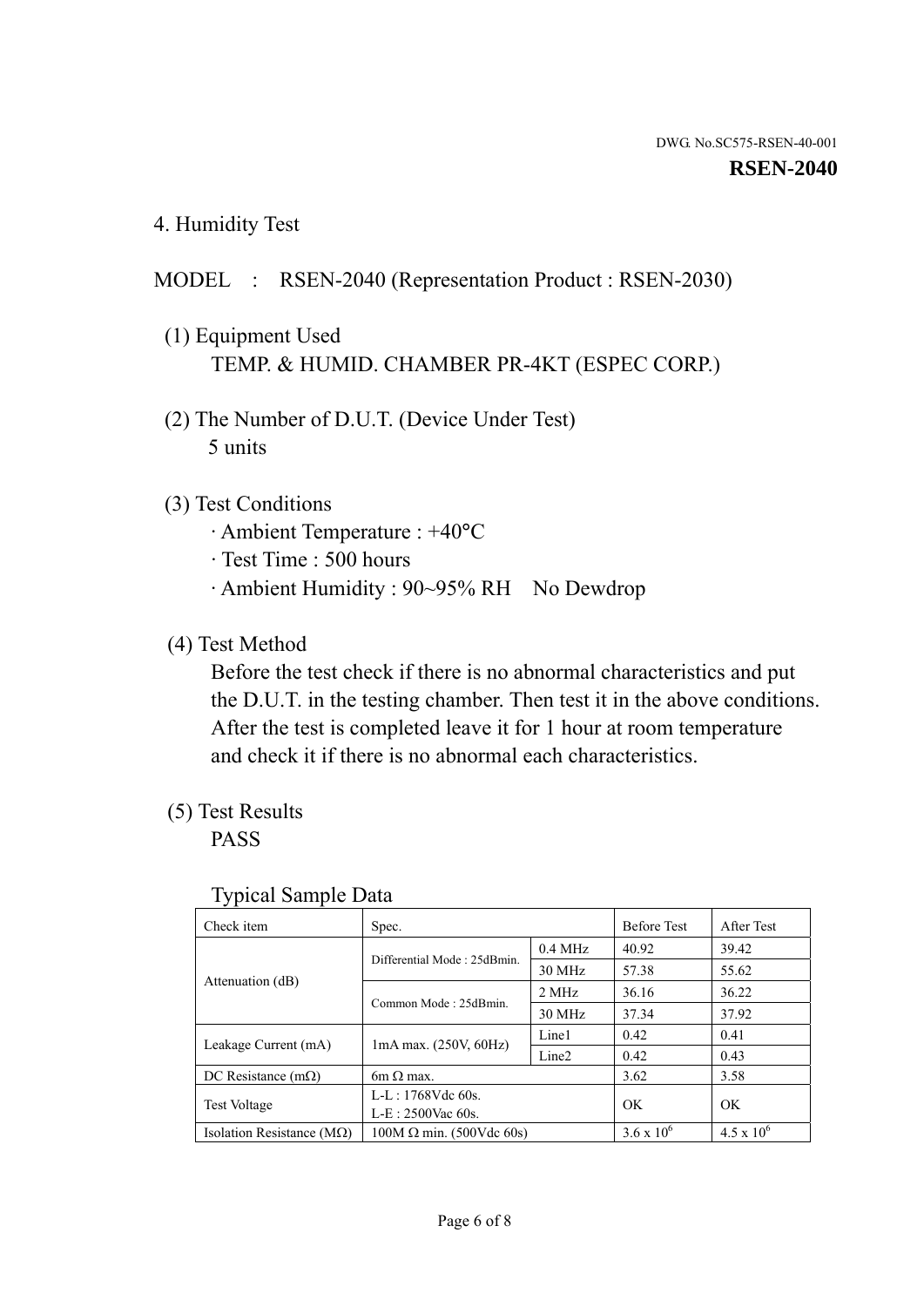DWG. No.SC575-RSEN-40-001

**RSEN-2040**

## 4. Humidity Test

MODEL : RSEN-2040 (Representation Product : RSEN-2030)

(1) Equipment Used

TEMP. & HUMID. CHAMBER PR-4KT (ESPEC CORP.)

(2) The Number of D.U.T. (Device Under Test)

5 units

(3) Test Conditions

- Ambient Temperature : +40°C
- Test Time : 500 hours
- Ambient Humidity : 90~95% RH No Dewdrop

(4) Test Method

Before the test check if there is no abnormal characteristics and put the D.U.T. in the testing chamber. Then test it in the above conditions. After the test is completed leave it for 1 hour at room temperature and check it if there is no abnormal each characteristics.

(5) Test Results

PASS

Typical Sample Data

| Check item | Spec. | | Before Test | After Test |
|---|---|---|---|---|
| Attenuation (dB) | Differential Mode : 25dBmin. | 0.4 MHz | 40.92 | 39.42 |
| | | 30 MHz | 57.38 | 55.62 |
| | Common Mode : 25dBmin. | 2 MHz | 36.16 | 36.22 |
| | | 30 MHz | 37.34 | 37.92 |
| Leakage Current (mA) | 1mA max. (250V, 60Hz) | Line1 | 0.42 | 0.41 |
| | | Line2 | 0.42 | 0.43 |
| DC Resistance (mΩ) | 6m Ω max. | | 3.62 | 3.58 |
| Test Voltage | L-L : 1768Vdc 60s.<br>L-E : 2500Vac 60s. | | OK | OK |
| Isolation Resistance (MΩ) | 100M Ω min. (500Vdc 60s) | | $3.6 \times 10^6$ | $4.5 \times 10^6$ |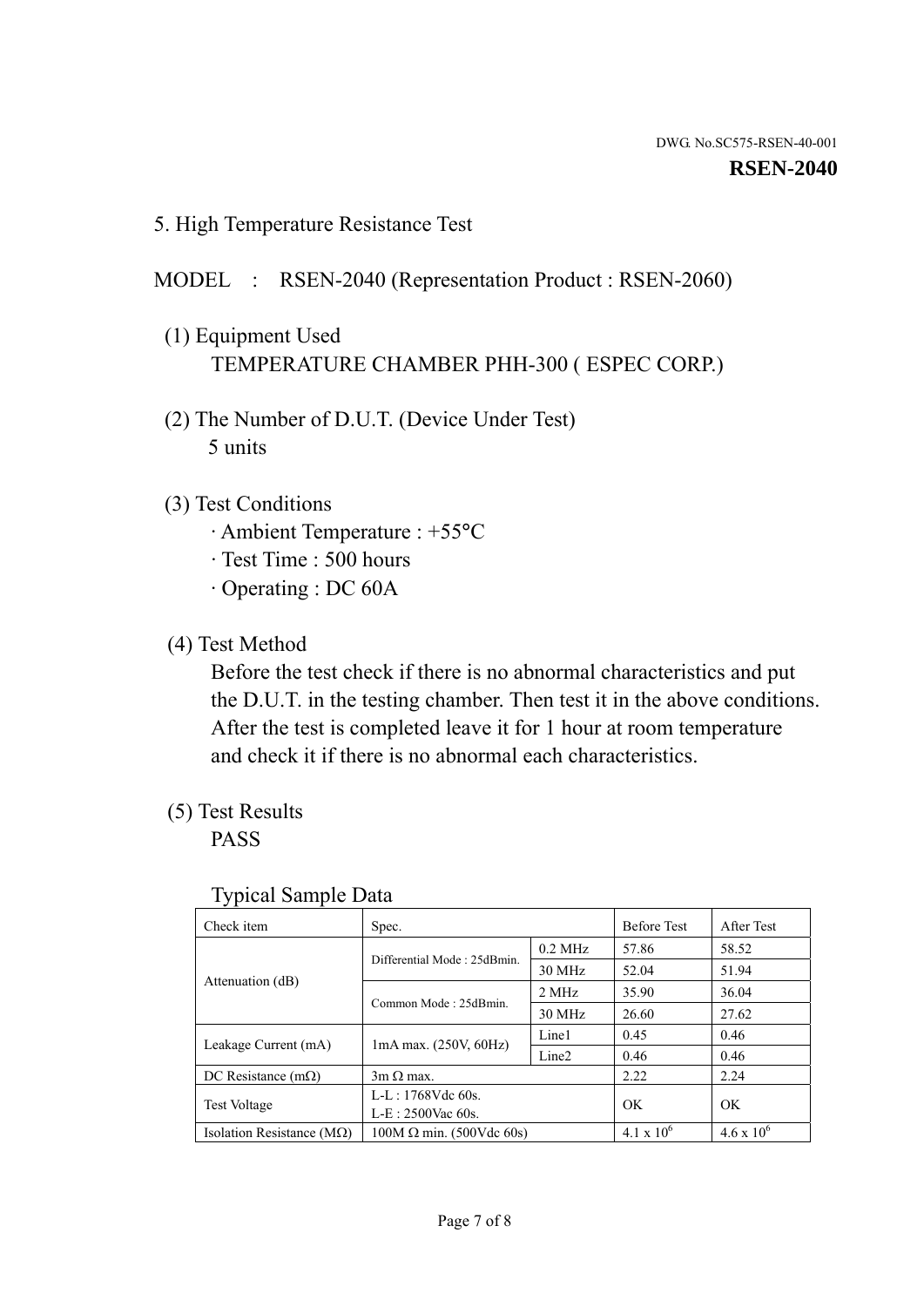DWG. No.SC575-RSEN-40-001

**RSEN-2040**

## 5. High Temperature Resistance Test

MODEL : RSEN-2040 (Representation Product : RSEN-2060)

(1) Equipment Used

TEMPERATURE CHAMBER PHH-300 ( ESPEC CORP.)

(2) The Number of D.U.T. (Device Under Test)

5 units

(3) Test Conditions

- Ambient Temperature : +55°C
- Test Time : 500 hours
- Operating : DC 60A

(4) Test Method

Before the test check if there is no abnormal characteristics and put the D.U.T. in the testing chamber. Then test it in the above conditions. After the test is completed leave it for 1 hour at room temperature and check it if there is no abnormal each characteristics.

(5) Test Results

PASS

Typical Sample Data

| Check item | Spec. | | Before Test | After Test |
|---|---|---|---|---|
| Attenuation (dB) | Differential Mode : 25dBmin. | 0.2 MHz | 57.86 | 58.52 |
| | | 30 MHz | 52.04 | 51.94 |
| | Common Mode : 25dBmin. | 2 MHz | 35.90 | 36.04 |
| | | 30 MHz | 26.60 | 27.62 |
| Leakage Current (mA) | 1mA max. (250V, 60Hz) | Line1 | 0.45 | 0.46 |
| | | Line2 | 0.46 | 0.46 |
| DC Resistance (mΩ) | 3m Ω max. | | 2.22 | 2.24 |
| Test Voltage | L-L : 1768Vdc 60s.<br>L-E : 2500Vac 60s. | | OK | OK |
| Isolation Resistance (MΩ) | 100M Ω min. (500Vdc 60s) | | $4.1 \times 10^6$ | $4.6 \times 10^6$ |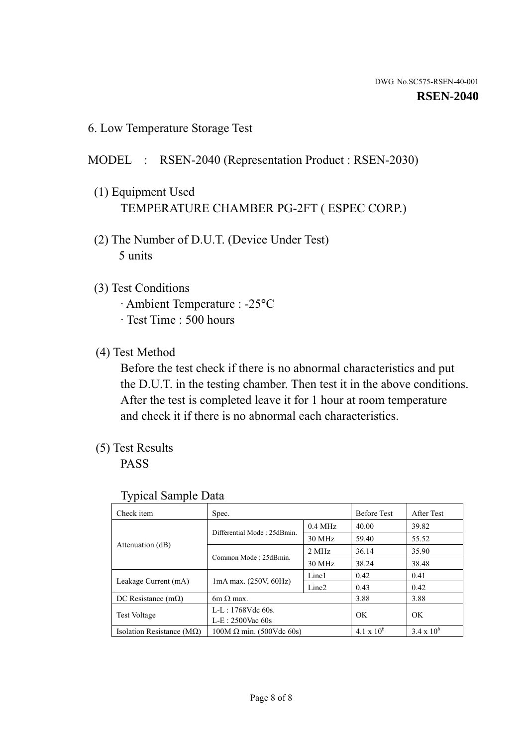DWG. No.SC575-RSEN-40-001

**RSEN-2040**

## 6. Low Temperature Storage Test

MODEL : RSEN-2040 (Representation Product : RSEN-2030)

(1) Equipment Used

TEMPERATURE CHAMBER PG-2FT ( ESPEC CORP.)

(2) The Number of D.U.T. (Device Under Test)

5 units

(3) Test Conditions

· Ambient Temperature : -25°C

· Test Time : 500 hours

(4) Test Method

Before the test check if there is no abnormal characteristics and put the D.U.T. in the testing chamber. Then test it in the above conditions. After the test is completed leave it for 1 hour at room temperature and check it if there is no abnormal each characteristics.

(5) Test Results

PASS

Typical Sample Data

| Check item | Spec. | | Before Test | After Test |
|---|---|---|---|---|
| Attenuation (dB) | Differential Mode : 25dBmin. | 0.4 MHz | 40.00 | 39.82 |
| | | 30 MHz | 59.40 | 55.52 |
| | Common Mode : 25dBmin. | 2 MHz | 36.14 | 35.90 |
| | | 30 MHz | 38.24 | 38.48 |
| Leakage Current (mA) | 1mA max. (250V, 60Hz) | Line1 | 0.42 | 0.41 |
| | | Line2 | 0.43 | 0.42 |
| DC Resistance (mΩ) | 6m Ω max. | | 3.88 | 3.88 |
| Test Voltage | L-L : 1768Vdc 60s.<br>L-E : 2500Vac 60s | | OK | OK |
| Isolation Resistance (MΩ) | 100M Ω min. (500Vdc 60s) | | $4.1 \times 10^6$ | $3.4 \times 10^6$ |